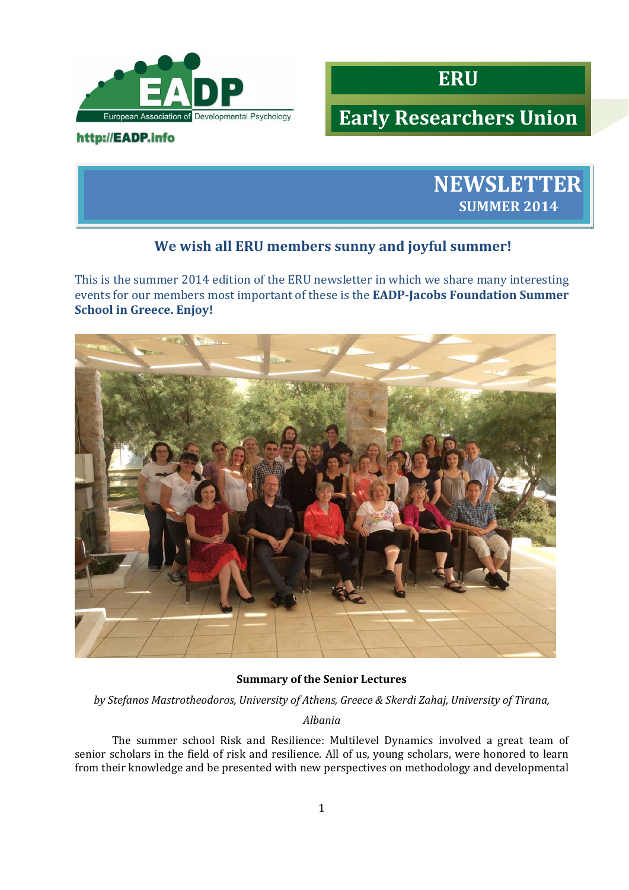European Association of Developmental Psychology

http://EADP.info

# ERU

# Early Researchers Union

# NEWSLETTER

## SUMMER 2014

### We wish all ERU members sunny and joyful summer!

This is the summer 2014 edition of the ERU newsletter in which we share many interesting events for our members most important of these is the **EADP-Jacobs Foundation Summer School in Greece. Enjoy!**

**Summary of the Senior Lectures**

*by Stefanos Mastrotheodoros, University of Athens, Greece & Skerdi Zahaj, University of Tirana, Albania*

The summer school Risk and Resilience: Multilevel Dynamics involved a great team of senior scholars in the field of risk and resilience. All of us, young scholars, were honored to learn from their knowledge and be presented with new perspectives on methodology and developmental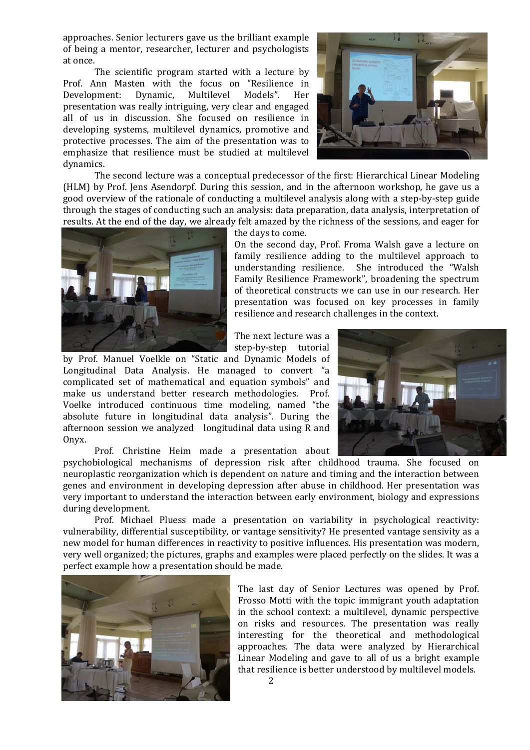approaches. Senior lecturers gave us the brilliant example of being a mentor, researcher, lecturer and psychologists at once.

The scientific program started with a lecture by Prof. Ann Masten with the focus on "Resilience in Development: Dynamic, Multilevel Models". Her presentation was really intriguing, very clear and engaged all of us in discussion. She focused on resilience in developing systems, multilevel dynamics, promotive and protective processes. The aim of the presentation was to emphasize that resilience must be studied at multilevel dynamics.

The second lecture was a conceptual predecessor of the first: Hierarchical Linear Modeling (HLM) by Prof. Jens Asendorpf. During this session, and in the afternoon workshop, he gave us a good overview of the rationale of conducting a multilevel analysis along with a step-by-step guide through the stages of conducting such an analysis: data preparation, data analysis, interpretation of results. At the end of the day, we already felt amazed by the richness of the sessions, and eager for the days to come.

On the second day, Prof. Froma Walsh gave a lecture on family resilience adding to the multilevel approach to understanding resilience. She introduced the "Walsh Family Resilience Framework", broadening the spectrum of theoretical constructs we can use in our research. Her presentation was focused on key processes in family resilience and research challenges in the context.

The next lecture was a step-by-step tutorial by Prof. Manuel Voelkle on "Static and Dynamic Models of Longitudinal Data Analysis. He managed to convert "a complicated set of mathematical and equation symbols" and make us understand better research methodologies. Prof. Voelke introduced continuous time modeling, named "the absolute future in longitudinal data analysis". During the afternoon session we analyzed longitudinal data using R and Onyx.

Prof. Christine Heim made a presentation about psychobiological mechanisms of depression risk after childhood trauma. She focused on neuroplastic reorganization which is dependent on nature and timing and the interaction between genes and environment in developing depression after abuse in childhood. Her presentation was very important to understand the interaction between early environment, biology and expressions during development.

Prof. Michael Pluess made a presentation on variability in psychological reactivity: vulnerability, differential susceptibility, or vantage sensitivity? He presented vantage sensivity as a new model for human differences in reactivity to positive influences. His presentation was modern, very well organized; the pictures, graphs and examples were placed perfectly on the slides. It was a perfect example how a presentation should be made.

The last day of Senior Lectures was opened by Prof. Frosso Motti with the topic immigrant youth adaptation in the school context: a multilevel, dynamic perspective on risks and resources. The presentation was really interesting for the theoretical and methodological approaches. The data were analyzed by Hierarchical Linear Modeling and gave to all of us a bright example that resilience is better understood by multilevel models.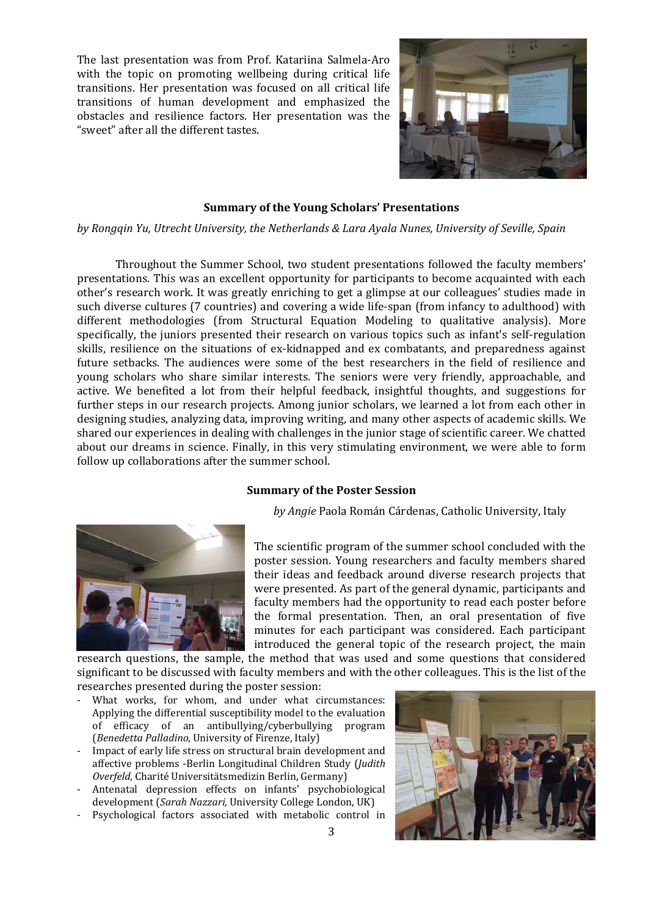The last presentation was from Prof. Katariina Salmela-Aro with the topic on promoting wellbeing during critical life transitions. Her presentation was focused on all critical life transitions of human development and emphasized the obstacles and resilience factors. Her presentation was the "sweet" after all the different tastes.

### Summary of the Young Scholars' Presentations

*by Rongqin Yu, Utrecht University, the Netherlands & Lara Ayala Nunes, University of Seville, Spain*

Throughout the Summer School, two student presentations followed the faculty members' presentations. This was an excellent opportunity for participants to become acquainted with each other's research work. It was greatly enriching to get a glimpse at our colleagues' studies made in such diverse cultures (7 countries) and covering a wide life-span (from infancy to adulthood) with different methodologies (from Structural Equation Modeling to qualitative analysis). More specifically, the juniors presented their research on various topics such as infant's self-regulation skills, resilience on the situations of ex-kidnapped and ex combatants, and preparedness against future setbacks. The audiences were some of the best researchers in the field of resilience and young scholars who share similar interests. The seniors were very friendly, approachable, and active. We benefited a lot from their helpful feedback, insightful thoughts, and suggestions for further steps in our research projects. Among junior scholars, we learned a lot from each other in designing studies, analyzing data, improving writing, and many other aspects of academic skills. We shared our experiences in dealing with challenges in the junior stage of scientific career. We chatted about our dreams in science. Finally, in this very stimulating environment, we were able to form follow up collaborations after the summer school.

### Summary of the Poster Session

*by Angie* Paola Román Cárdenas, Catholic University, Italy

The scientific program of the summer school concluded with the poster session. Young researchers and faculty members shared their ideas and feedback around diverse research projects that were presented. As part of the general dynamic, participants and faculty members had the opportunity to read each poster before the formal presentation. Then, an oral presentation of five minutes for each participant was considered. Each participant introduced the general topic of the research project, the main research questions, the sample, the method that was used and some questions that considered significant to be discussed with faculty members and with the other colleagues. This is the list of the researches presented during the poster session:

- What works, for whom, and under what circumstances: Applying the differential susceptibility model to the evaluation of efficacy of an antibullying/cyberbullying program (*Benedetta Palladino,* University of Firenze, Italy)
- Impact of early life stress on structural brain development and affective problems -Berlin Longitudinal Children Study (*Judith Overfeld,* Charité Universitätsmedizin Berlin, Germany)
- Antenatal depression effects on infants' psychobiological development (*Sarah Nazzari,* University College London, UK)
- Psychological factors associated with metabolic control in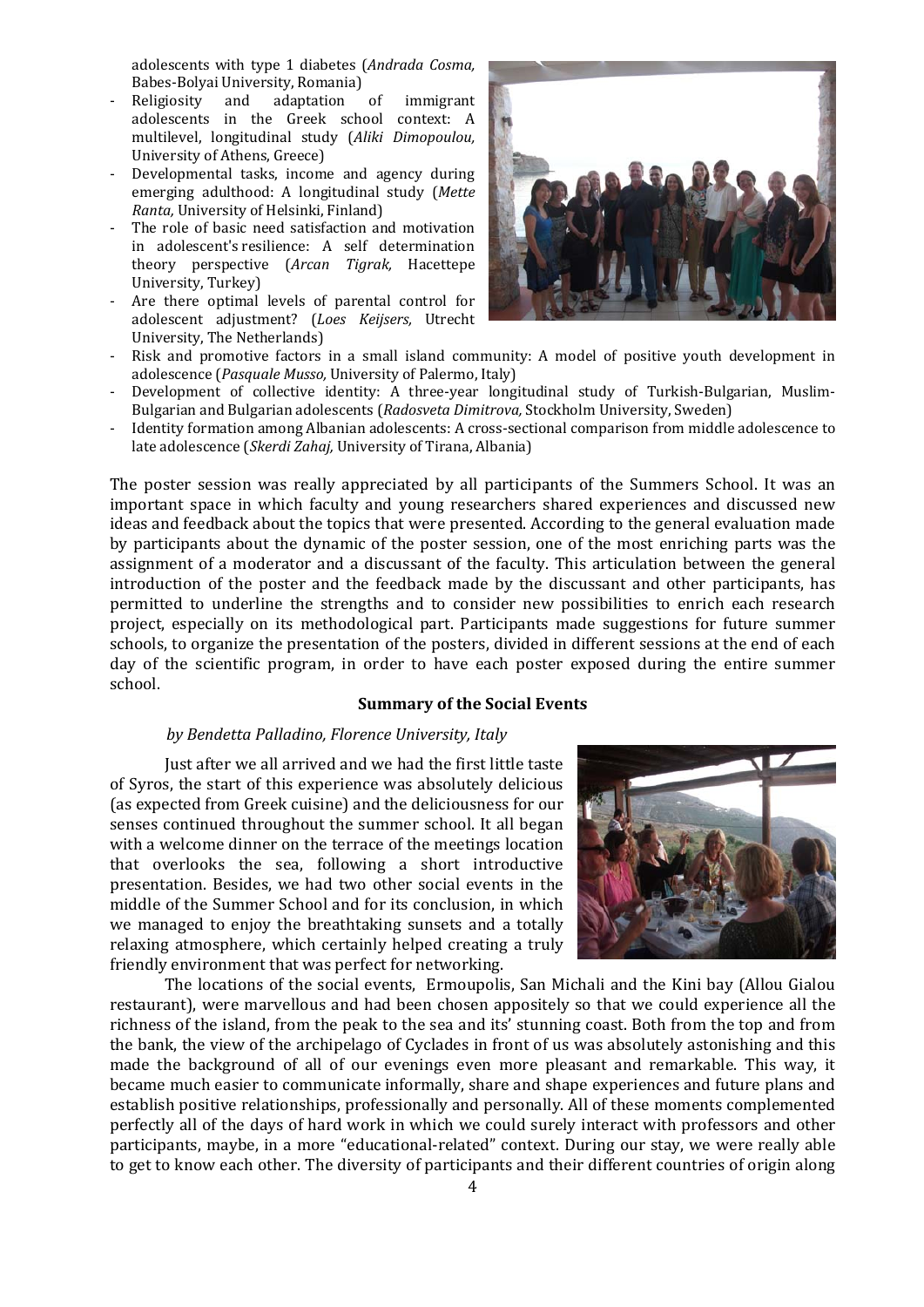adolescents with type 1 diabetes (*Andrada Cosma,* Babes-Bolyai University, Romania)

- Religiosity and adaptation of immigrant adolescents in the Greek school context: A multilevel, longitudinal study (*Aliki Dimopoulou,* University of Athens, Greece)
- Developmental tasks, income and agency during emerging adulthood: A longitudinal study (*Mette Ranta,* University of Helsinki, Finland)
- The role of basic need satisfaction and motivation in adolescent's resilience: A self determination theory perspective (*Arcan Tigrak,* Hacettepe University, Turkey)
- Are there optimal levels of parental control for adolescent adjustment? (*Loes Keijsers,* Utrecht University, The Netherlands)
- Risk and promotive factors in a small island community: A model of positive youth development in adolescence (*Pasquale Musso,* University of Palermo, Italy)
- Development of collective identity: A three-year longitudinal study of Turkish-Bulgarian, Muslim-Bulgarian and Bulgarian adolescents (*Radosveta Dimitrova,* Stockholm University, Sweden)
- Identity formation among Albanian adolescents: A cross-sectional comparison from middle adolescence to late adolescence (*Skerdi Zahaj,* University of Tirana, Albania)

The poster session was really appreciated by all participants of the Summers School. It was an important space in which faculty and young researchers shared experiences and discussed new ideas and feedback about the topics that were presented. According to the general evaluation made by participants about the dynamic of the poster session, one of the most enriching parts was the assignment of a moderator and a discussant of the faculty. This articulation between the general introduction of the poster and the feedback made by the discussant and other participants, has permitted to underline the strengths and to consider new possibilities to enrich each research project, especially on its methodological part. Participants made suggestions for future summer schools, to organize the presentation of the posters, divided in different sessions at the end of each day of the scientific program, in order to have each poster exposed during the entire summer school.

**Summary of the Social Events**

*by Bendetta Palladino, Florence University, Italy*

Just after we all arrived and we had the first little taste of Syros, the start of this experience was absolutely delicious (as expected from Greek cuisine) and the deliciousness for our senses continued throughout the summer school. It all began with a welcome dinner on the terrace of the meetings location that overlooks the sea, following a short introductive presentation. Besides, we had two other social events in the middle of the Summer School and for its conclusion, in which we managed to enjoy the breathtaking sunsets and a totally relaxing atmosphere, which certainly helped creating a truly friendly environment that was perfect for networking.

The locations of the social events, Ermoupolis, San Michali and the Kini bay (Allou Gialou restaurant), were marvellous and had been chosen appositely so that we could experience all the richness of the island, from the peak to the sea and its' stunning coast. Both from the top and from the bank, the view of the archipelago of Cyclades in front of us was absolutely astonishing and this made the background of all of our evenings even more pleasant and remarkable. This way, it became much easier to communicate informally, share and shape experiences and future plans and establish positive relationships, professionally and personally. All of these moments complemented perfectly all of the days of hard work in which we could surely interact with professors and other participants, maybe, in a more "educational-related" context. During our stay, we were really able to get to know each other. The diversity of participants and their different countries of origin along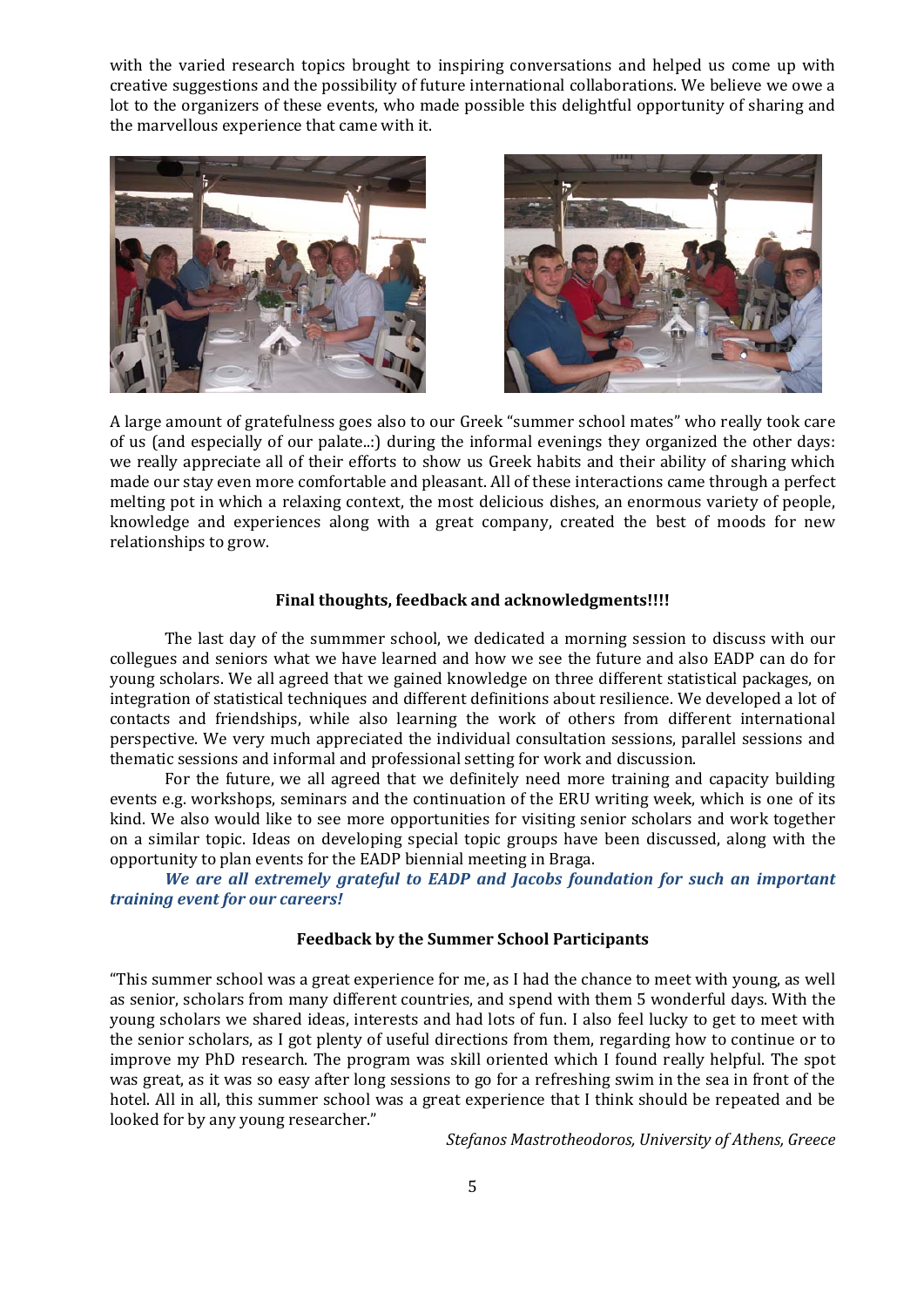with the varied research topics brought to inspiring conversations and helped us come up with creative suggestions and the possibility of future international collaborations. We believe we owe a lot to the organizers of these events, who made possible this delightful opportunity of sharing and the marvellous experience that came with it.

A large amount of gratefulness goes also to our Greek "summer school mates" who really took care of us (and especially of our palate..:) during the informal evenings they organized the other days: we really appreciate all of their efforts to show us Greek habits and their ability of sharing which made our stay even more comfortable and pleasant. All of these interactions came through a perfect melting pot in which a relaxing context, the most delicious dishes, an enormous variety of people, knowledge and experiences along with a great company, created the best of moods for new relationships to grow.

**Final thoughts, feedback and acknowledgments!!!!**

The last day of the summmer school, we dedicated a morning session to discuss with our collegues and seniors what we have learned and how we see the future and also EADP can do for young scholars. We all agreed that we gained knowledge on three different statistical packages, on integration of statistical techniques and different definitions about resilience. We developed a lot of contacts and friendships, while also learning the work of others from different international perspective. We very much appreciated the individual consultation sessions, parallel sessions and thematic sessions and informal and professional setting for work and discussion.

For the future, we all agreed that we definitely need more training and capacity building events e.g. workshops, seminars and the continuation of the ERU writing week, which is one of its kind. We also would like to see more opportunities for visiting senior scholars and work together on a similar topic. Ideas on developing special topic groups have been discussed, along with the opportunity to plan events for the EADP biennial meeting in Braga.

***We are all extremely grateful to EADP and Jacobs foundation for such an important training event for our careers!***

**Feedback by the Summer School Participants**

"This summer school was a great experience for me, as I had the chance to meet with young, as well as senior, scholars from many different countries, and spend with them 5 wonderful days. With the young scholars we shared ideas, interests and had lots of fun. I also feel lucky to get to meet with the senior scholars, as I got plenty of useful directions from them, regarding how to continue or to improve my PhD research. The program was skill oriented which I found really helpful. The spot was great, as it was so easy after long sessions to go for a refreshing swim in the sea in front of the hotel. All in all, this summer school was a great experience that I think should be repeated and be looked for by any young researcher."

*Stefanos Mastrotheodoros, University of Athens, Greece*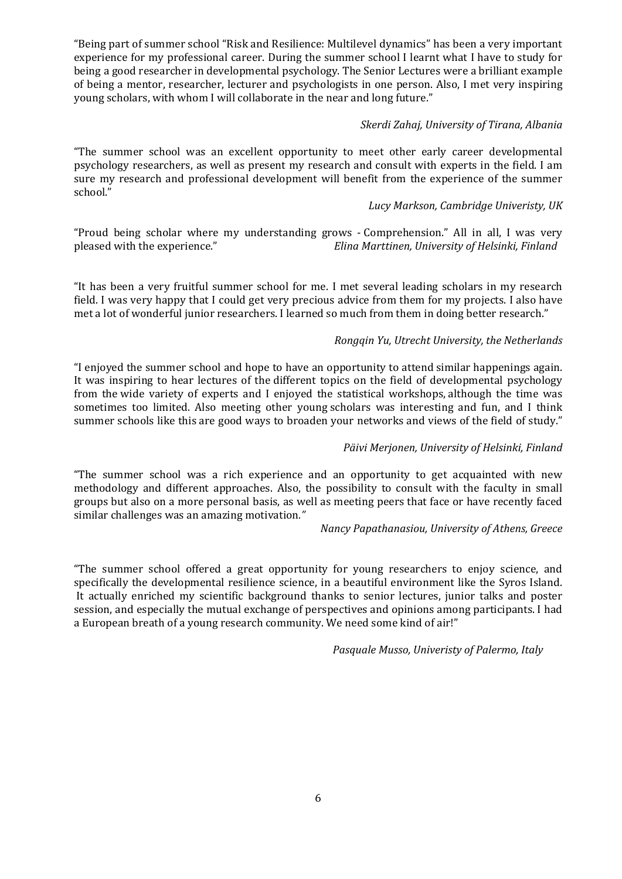"Being part of summer school "Risk and Resilience: Multilevel dynamics" has been a very important experience for my professional career. During the summer school I learnt what I have to study for being a good researcher in developmental psychology. The Senior Lectures were a brilliant example of being a mentor, researcher, lecturer and psychologists in one person. Also, I met very inspiring young scholars, with whom I will collaborate in the near and long future."

*Skerdi Zahaj, University of Tirana, Albania*

"The summer school was an excellent opportunity to meet other early career developmental psychology researchers, as well as present my research and consult with experts in the field. I am sure my research and professional development will benefit from the experience of the summer school."

*Lucy Markson, Cambridge Univeristy, UK*

"Proud being scholar where my understanding grows - Comprehension." All in all, I was very pleased with the experience."

*Elina Marttinen, University of Helsinki, Finland*

"It has been a very fruitful summer school for me. I met several leading scholars in my research field. I was very happy that I could get very precious advice from them for my projects. I also have met a lot of wonderful junior researchers. I learned so much from them in doing better research."

*Rongqin Yu, Utrecht University, the Netherlands*

"I enjoyed the summer school and hope to have an opportunity to attend similar happenings again. It was inspiring to hear lectures of the different topics on the field of developmental psychology from the wide variety of experts and I enjoyed the statistical workshops, although the time was sometimes too limited. Also meeting other young scholars was interesting and fun, and I think summer schools like this are good ways to broaden your networks and views of the field of study."

*Päivi Merjonen, University of Helsinki, Finland*

"The summer school was a rich experience and an opportunity to get acquainted with new methodology and different approaches. Also, the possibility to consult with the faculty in small groups but also on a more personal basis, as well as meeting peers that face or have recently faced similar challenges was an amazing motivation."

*Nancy Papathanasiou, University of Athens, Greece*

"The summer school offered a great opportunity for young researchers to enjoy science, and specifically the developmental resilience science, in a beautiful environment like the Syros Island. It actually enriched my scientific background thanks to senior lectures, junior talks and poster session, and especially the mutual exchange of perspectives and opinions among participants. I had a European breath of a young research community. We need some kind of air!"

*Pasquale Musso, Univeristy of Palermo, Italy*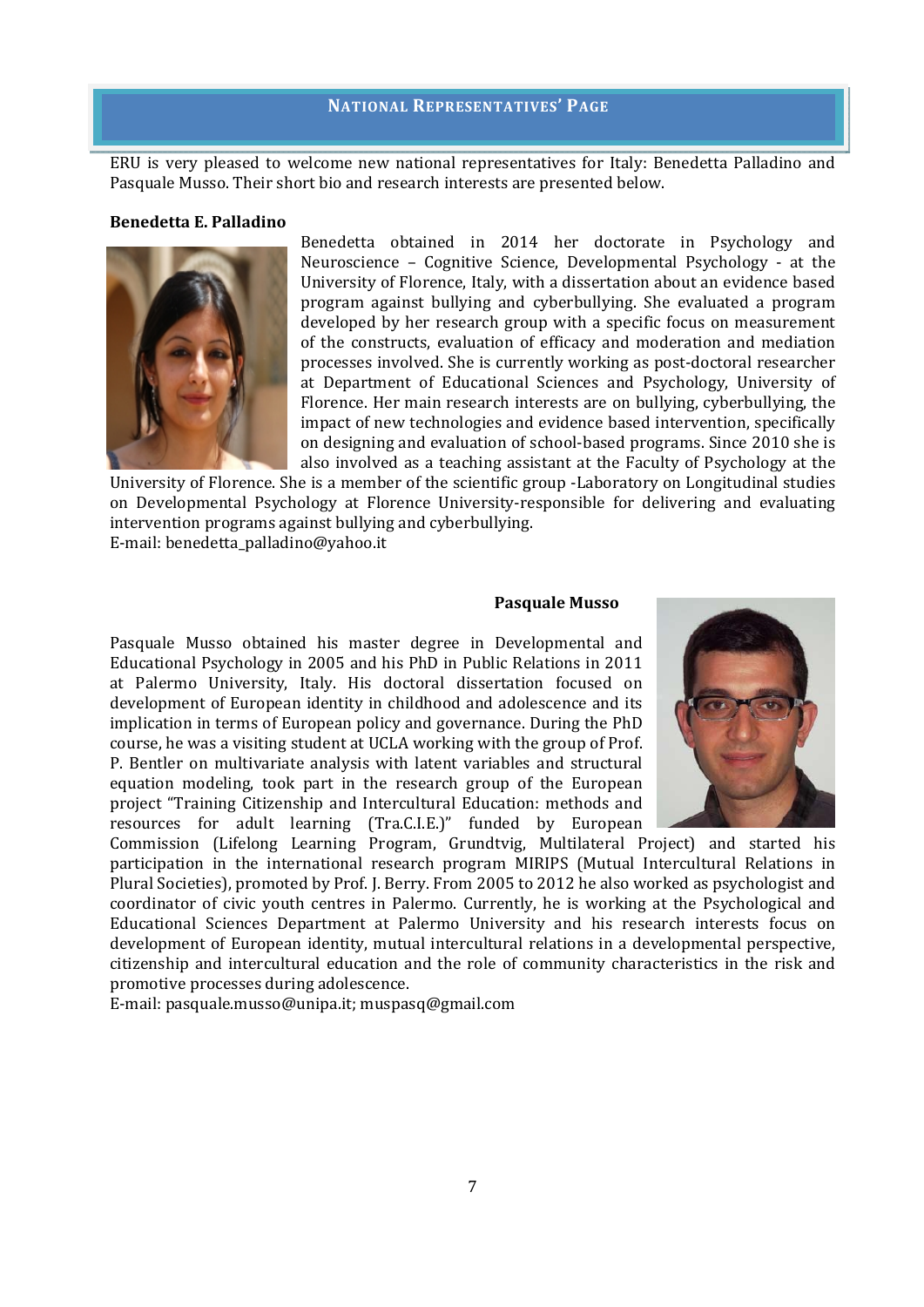## National Representatives' Page

ERU is very pleased to welcome new national representatives for Italy: Benedetta Palladino and Pasquale Musso. Their short bio and research interests are presented below.

**Benedetta E. Palladino**

Benedetta obtained in 2014 her doctorate in Psychology and Neuroscience – Cognitive Science, Developmental Psychology - at the University of Florence, Italy, with a dissertation about an evidence based program against bullying and cyberbullying. She evaluated a program developed by her research group with a specific focus on measurement of the constructs, evaluation of efficacy and moderation and mediation processes involved. She is currently working as post-doctoral researcher at Department of Educational Sciences and Psychology, University of Florence. Her main research interests are on bullying, cyberbullying, the impact of new technologies and evidence based intervention, specifically on designing and evaluation of school-based programs. Since 2010 she is also involved as a teaching assistant at the Faculty of Psychology at the University of Florence. She is a member of the scientific group -Laboratory on Longitudinal studies on Developmental Psychology at Florence University-responsible for delivering and evaluating intervention programs against bullying and cyberbullying.
E-mail: benedetta_palladino@yahoo.it

**Pasquale Musso**

Pasquale Musso obtained his master degree in Developmental and Educational Psychology in 2005 and his PhD in Public Relations in 2011 at Palermo University, Italy. His doctoral dissertation focused on development of European identity in childhood and adolescence and its implication in terms of European policy and governance. During the PhD course, he was a visiting student at UCLA working with the group of Prof. P. Bentler on multivariate analysis with latent variables and structural equation modeling, took part in the research group of the European project "Training Citizenship and Intercultural Education: methods and resources for adult learning (Tra.C.I.E.)" funded by European Commission (Lifelong Learning Program, Grundtvig, Multilateral Project) and started his participation in the international research program MIRIPS (Mutual Intercultural Relations in Plural Societies), promoted by Prof. J. Berry. From 2005 to 2012 he also worked as psychologist and coordinator of civic youth centres in Palermo. Currently, he is working at the Psychological and Educational Sciences Department at Palermo University and his research interests focus on development of European identity, mutual intercultural relations in a developmental perspective, citizenship and intercultural education and the role of community characteristics in the risk and promotive processes during adolescence.
E-mail: pasquale.musso@unipa.it; muspasq@gmail.com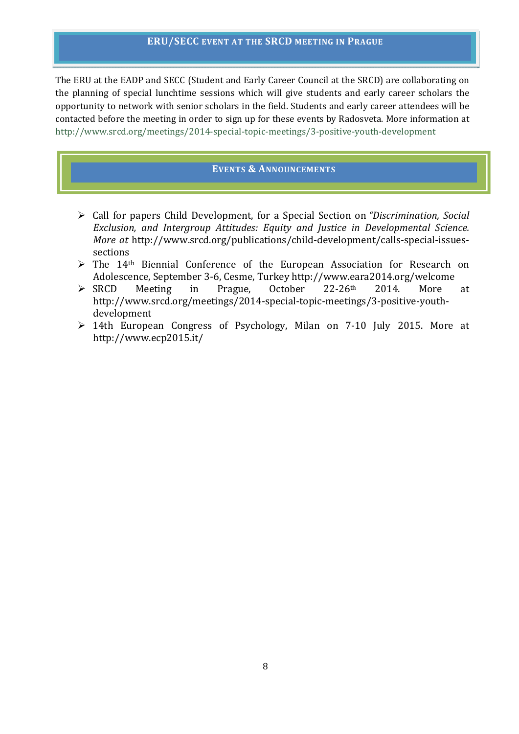## ERU/SECC EVENT AT THE SRCD MEETING IN PRAGUE

The ERU at the EADP and SECC (Student and Early Career Council at the SRCD) are collaborating on the planning of special lunchtime sessions which will give students and early career scholars the opportunity to network with senior scholars in the field. Students and early career attendees will be contacted before the meeting in order to sign up for these events by Radosveta. More information at http://www.srcd.org/meetings/2014-special-topic-meetings/3-positive-youth-development

## EVENTS & ANNOUNCEMENTS

- Call for papers Child Development, for a Special Section on "*Discrimination, Social Exclusion, and Intergroup Attitudes: Equity and Justice in Developmental Science. More at* http://www.srcd.org/publications/child-development/calls-special-issues-sections
- The 14th Biennial Conference of the European Association for Research on Adolescence, September 3-6, Cesme, Turkey http://www.eara2014.org/welcome
- SRCD Meeting in Prague, October 22-26th 2014. More at http://www.srcd.org/meetings/2014-special-topic-meetings/3-positive-youth-development
- 14th European Congress of Psychology, Milan on 7-10 July 2015. More at http://www.ecp2015.it/